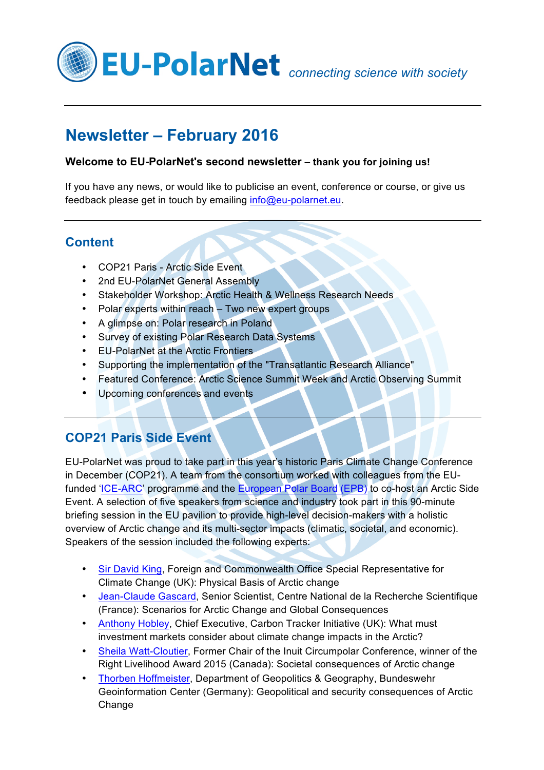# EU-PolarNet *connecting science with society*

## Newsletter – February 2016

**Welcome to EU-PolarNet's second newsletter – thank you for joining us!**

If you have any news, or would like to publicise an event, conference or course, or give us feedback please get in touch by emailing info@eu-polarnet.eu.

## Content

- COP21 Paris - Arctic Side Event
- 2nd EU-PolarNet General Assembly
- Stakeholder Workshop: Arctic Health & Wellness Research Needs
- Polar experts within reach – Two new expert groups
- A glimpse on: Polar research in Poland
- Survey of existing Polar Research Data Systems
- EU-PolarNet at the Arctic Frontiers
- Supporting the implementation of the "Transatlantic Research Alliance"
- Featured Conference: Arctic Science Summit Week and Arctic Observing Summit
- Upcoming conferences and events

## COP21 Paris Side Event

EU-PolarNet was proud to take part in this year's historic Paris Climate Change Conference in December (COP21). A team from the consortium worked with colleagues from the EU-funded 'ICE-ARC' programme and the European Polar Board (EPB) to co-host an Arctic Side Event. A selection of five speakers from science and industry took part in this 90-minute briefing session in the EU pavilion to provide high-level decision-makers with a holistic overview of Arctic change and its multi-sector impacts (climatic, societal, and economic). Speakers of the session included the following experts:

- Sir David King, Foreign and Commonwealth Office Special Representative for Climate Change (UK): Physical Basis of Arctic change
- Jean-Claude Gascard, Senior Scientist, Centre National de la Recherche Scientifique (France): Scenarios for Arctic Change and Global Consequences
- Anthony Hobley, Chief Executive, Carbon Tracker Initiative (UK): What must investment markets consider about climate change impacts in the Arctic?
- Sheila Watt-Cloutier, Former Chair of the Inuit Circumpolar Conference, winner of the Right Livelihood Award 2015 (Canada): Societal consequences of Arctic change
- Thorben Hoffmeister, Department of Geopolitics & Geography, Bundeswehr Geoinformation Center (Germany): Geopolitical and security consequences of Arctic Change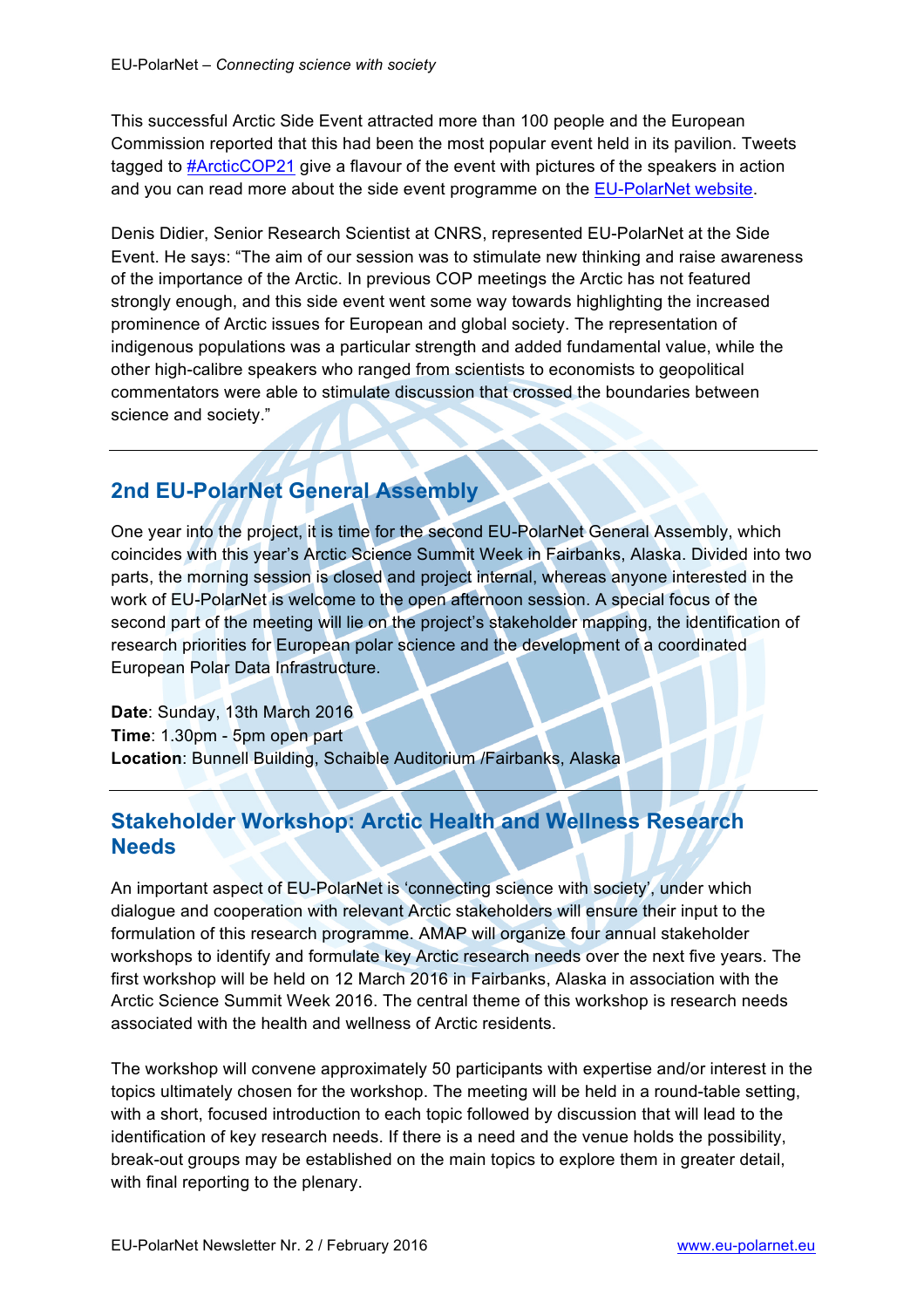This successful Arctic Side Event attracted more than 100 people and the European Commission reported that this had been the most popular event held in its pavilion. Tweets tagged to [#ArcticCOP21]() give a flavour of the event with pictures of the speakers in action and you can read more about the side event programme on the [EU-PolarNet website]().

Denis Didier, Senior Research Scientist at CNRS, represented EU-PolarNet at the Side Event. He says: "The aim of our session was to stimulate new thinking and raise awareness of the importance of the Arctic. In previous COP meetings the Arctic has not featured strongly enough, and this side event went some way towards highlighting the increased prominence of Arctic issues for European and global society. The representation of indigenous populations was a particular strength and added fundamental value, while the other high-calibre speakers who ranged from scientists to economists to geopolitical commentators were able to stimulate discussion that crossed the boundaries between science and society."

---

## 2nd EU-PolarNet General Assembly

One year into the project, it is time for the second EU-PolarNet General Assembly, which coincides with this year's Arctic Science Summit Week in Fairbanks, Alaska. Divided into two parts, the morning session is closed and project internal, whereas anyone interested in the work of EU-PolarNet is welcome to the open afternoon session. A special focus of the second part of the meeting will lie on the project's stakeholder mapping, the identification of research priorities for European polar science and the development of a coordinated European Polar Data Infrastructure.

**Date**: Sunday, 13th March 2016
**Time**: 1.30pm - 5pm open part
**Location**: Bunnell Building, Schaible Auditorium /Fairbanks, Alaska

---

## Stakeholder Workshop: Arctic Health and Wellness Research Needs

An important aspect of EU-PolarNet is 'connecting science with society', under which dialogue and cooperation with relevant Arctic stakeholders will ensure their input to the formulation of this research programme. AMAP will organize four annual stakeholder workshops to identify and formulate key Arctic research needs over the next five years. The first workshop will be held on 12 March 2016 in Fairbanks, Alaska in association with the Arctic Science Summit Week 2016. The central theme of this workshop is research needs associated with the health and wellness of Arctic residents.

The workshop will convene approximately 50 participants with expertise and/or interest in the topics ultimately chosen for the workshop. The meeting will be held in a round-table setting, with a short, focused introduction to each topic followed by discussion that will lead to the identification of key research needs. If there is a need and the venue holds the possibility, break-out groups may be established on the main topics to explore them in greater detail, with final reporting to the plenary.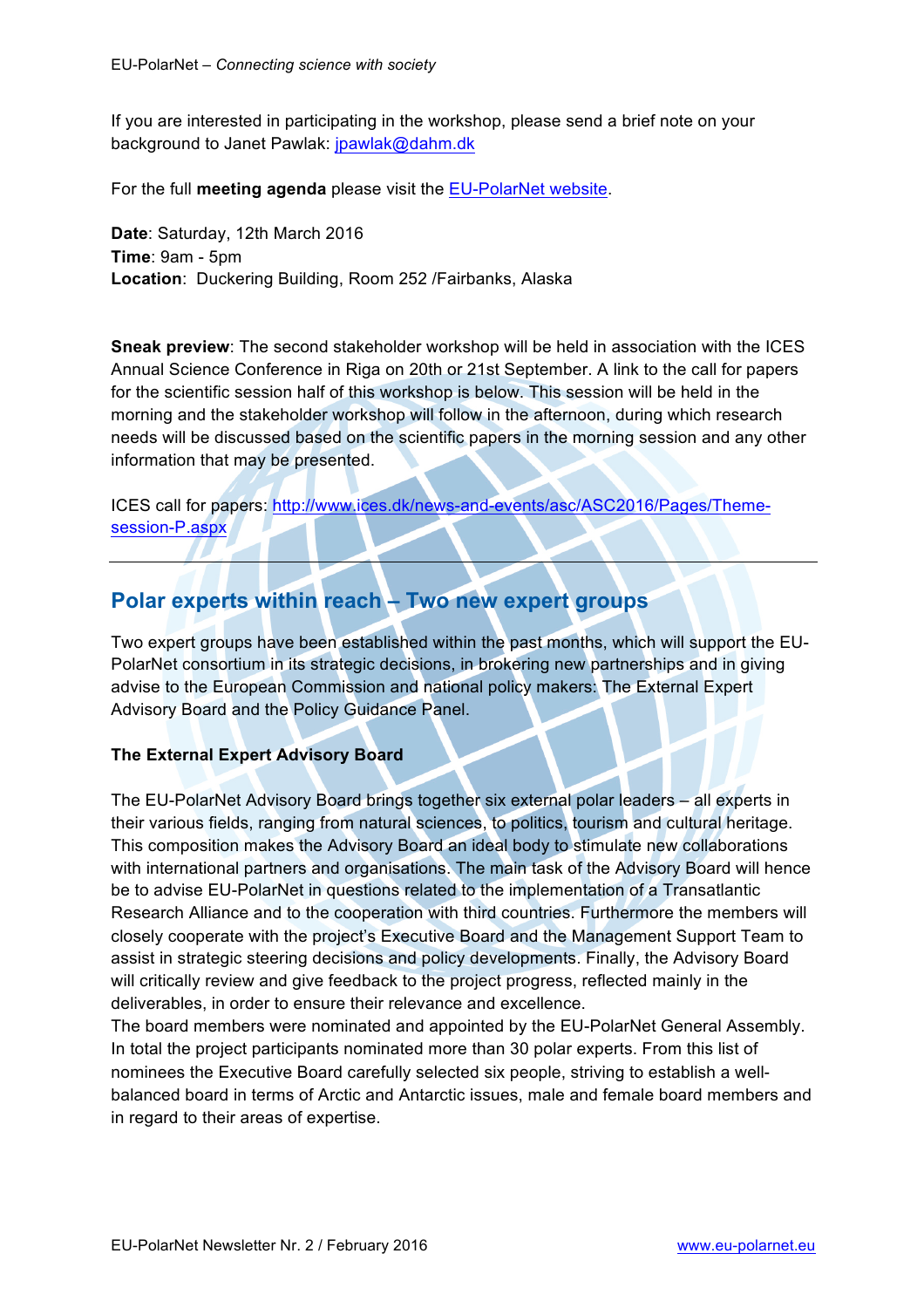If you are interested in participating in the workshop, please send a brief note on your background to Janet Pawlak: jpawlak@dahm.dk

For the full **meeting agenda** please visit the EU-PolarNet website.

**Date**: Saturday, 12th March 2016
**Time**: 9am - 5pm
**Location**: Duckering Building, Room 252 /Fairbanks, Alaska

**Sneak preview**: The second stakeholder workshop will be held in association with the ICES Annual Science Conference in Riga on 20th or 21st September. A link to the call for papers for the scientific session half of this workshop is below. This session will be held in the morning and the stakeholder workshop will follow in the afternoon, during which research needs will be discussed based on the scientific papers in the morning session and any other information that may be presented.

ICES call for papers: http://www.ices.dk/news-and-events/asc/ASC2016/Pages/Theme-session-P.aspx

---

## Polar experts within reach – Two new expert groups

Two expert groups have been established within the past months, which will support the EU-PolarNet consortium in its strategic decisions, in brokering new partnerships and in giving advise to the European Commission and national policy makers: The External Expert Advisory Board and the Policy Guidance Panel.

### The External Expert Advisory Board

The EU-PolarNet Advisory Board brings together six external polar leaders – all experts in their various fields, ranging from natural sciences, to politics, tourism and cultural heritage. This composition makes the Advisory Board an ideal body to stimulate new collaborations with international partners and organisations. The main task of the Advisory Board will hence be to advise EU-PolarNet in questions related to the implementation of a Transatlantic Research Alliance and to the cooperation with third countries. Furthermore the members will closely cooperate with the project's Executive Board and the Management Support Team to assist in strategic steering decisions and policy developments. Finally, the Advisory Board will critically review and give feedback to the project progress, reflected mainly in the deliverables, in order to ensure their relevance and excellence.
The board members were nominated and appointed by the EU-PolarNet General Assembly. In total the project participants nominated more than 30 polar experts. From this list of nominees the Executive Board carefully selected six people, striving to establish a well-balanced board in terms of Arctic and Antarctic issues, male and female board members and in regard to their areas of expertise.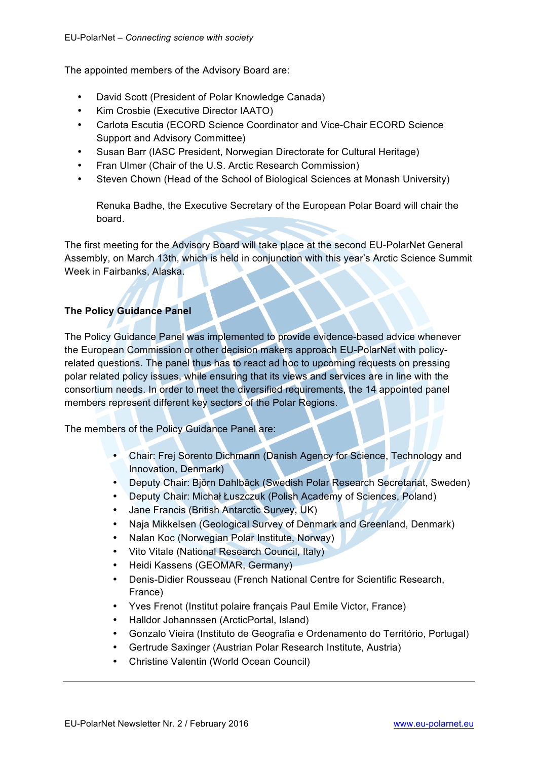The appointed members of the Advisory Board are:

- David Scott (President of Polar Knowledge Canada)
- Kim Crosbie (Executive Director IAATO)
- Carlota Escutia (ECORD Science Coordinator and Vice-Chair ECORD Science Support and Advisory Committee)
- Susan Barr (IASC President, Norwegian Directorate for Cultural Heritage)
- Fran Ulmer (Chair of the U.S. Arctic Research Commission)
- Steven Chown (Head of the School of Biological Sciences at Monash University)

Renuka Badhe, the Executive Secretary of the European Polar Board will chair the board.

The first meeting for the Advisory Board will take place at the second EU-PolarNet General Assembly, on March 13th, which is held in conjunction with this year's Arctic Science Summit Week in Fairbanks, Alaska.

**The Policy Guidance Panel**

The Policy Guidance Panel was implemented to provide evidence-based advice whenever the European Commission or other decision makers approach EU-PolarNet with policy-related questions. The panel thus has to react ad hoc to upcoming requests on pressing polar related policy issues, while ensuring that its views and services are in line with the consortium needs. In order to meet the diversified requirements, the 14 appointed panel members represent different key sectors of the Polar Regions.

The members of the Policy Guidance Panel are:

- Chair: Frej Sorento Dichmann (Danish Agency for Science, Technology and Innovation, Denmark)
- Deputy Chair: Björn Dahlbäck (Swedish Polar Research Secretariat, Sweden)
- Deputy Chair: Michał Łuszczuk (Polish Academy of Sciences, Poland)
- Jane Francis (British Antarctic Survey, UK)
- Naja Mikkelsen (Geological Survey of Denmark and Greenland, Denmark)
- Nalan Koc (Norwegian Polar Institute, Norway)
- Vito Vitale (National Research Council, Italy)
- Heidi Kassens (GEOMAR, Germany)
- Denis-Didier Rousseau (French National Centre for Scientific Research, France)
- Yves Frenot (Institut polaire français Paul Emile Victor, France)
- Halldor Johannssen (ArcticPortal, Island)
- Gonzalo Vieira (Instituto de Geografia e Ordenamento do Território, Portugal)
- Gertrude Saxinger (Austrian Polar Research Institute, Austria)
- Christine Valentin (World Ocean Council)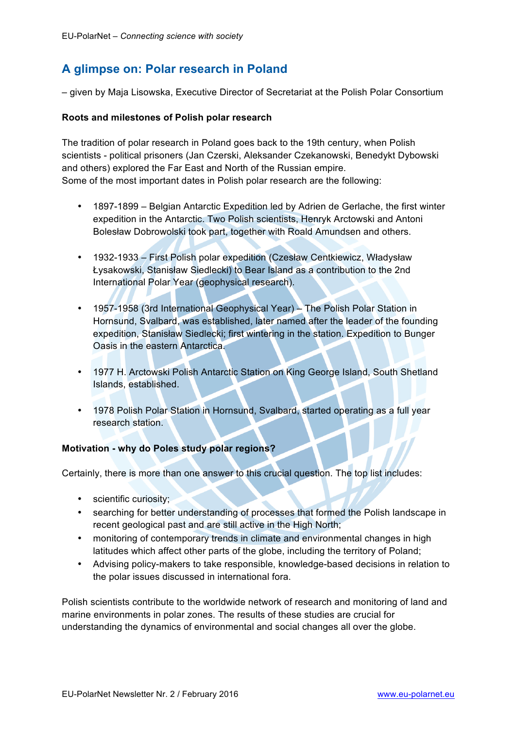## A glimpse on: Polar research in Poland

– given by Maja Lisowska, Executive Director of Secretariat at the Polish Polar Consortium

**Roots and milestones of Polish polar research**

The tradition of polar research in Poland goes back to the 19th century, when Polish scientists - political prisoners (Jan Czerski, Aleksander Czekanowski, Benedykt Dybowski and others) explored the Far East and North of the Russian empire.
Some of the most important dates in Polish polar research are the following:

- 1897-1899 – Belgian Antarctic Expedition led by Adrien de Gerlache, the first winter expedition in the Antarctic. Two Polish scientists, Henryk Arctowski and Antoni Bolesław Dobrowolski took part, together with Roald Amundsen and others.
- 1932-1933 – First Polish polar expedition (Czesław Centkiewicz, Władysław Łysakowski, Stanisław Siedlecki) to Bear Island as a contribution to the 2nd International Polar Year (geophysical research).
- 1957-1958 (3rd International Geophysical Year) – The Polish Polar Station in Hornsund, Svalbard, was established, later named after the leader of the founding expedition, Stanisław Siedlecki; first wintering in the station. Expedition to Bunger Oasis in the eastern Antarctica.
- 1977 H. Arctowski Polish Antarctic Station on King George Island, South Shetland Islands, established.
- 1978 Polish Polar Station in Hornsund, Svalbard, started operating as a full year research station.

**Motivation - why do Poles study polar regions?**

Certainly, there is more than one answer to this crucial question. The top list includes:

- scientific curiosity;
- searching for better understanding of processes that formed the Polish landscape in recent geological past and are still active in the High North;
- monitoring of contemporary trends in climate and environmental changes in high latitudes which affect other parts of the globe, including the territory of Poland;
- Advising policy-makers to take responsible, knowledge-based decisions in relation to the polar issues discussed in international fora.

Polish scientists contribute to the worldwide network of research and monitoring of land and marine environments in polar zones. The results of these studies are crucial for understanding the dynamics of environmental and social changes all over the globe.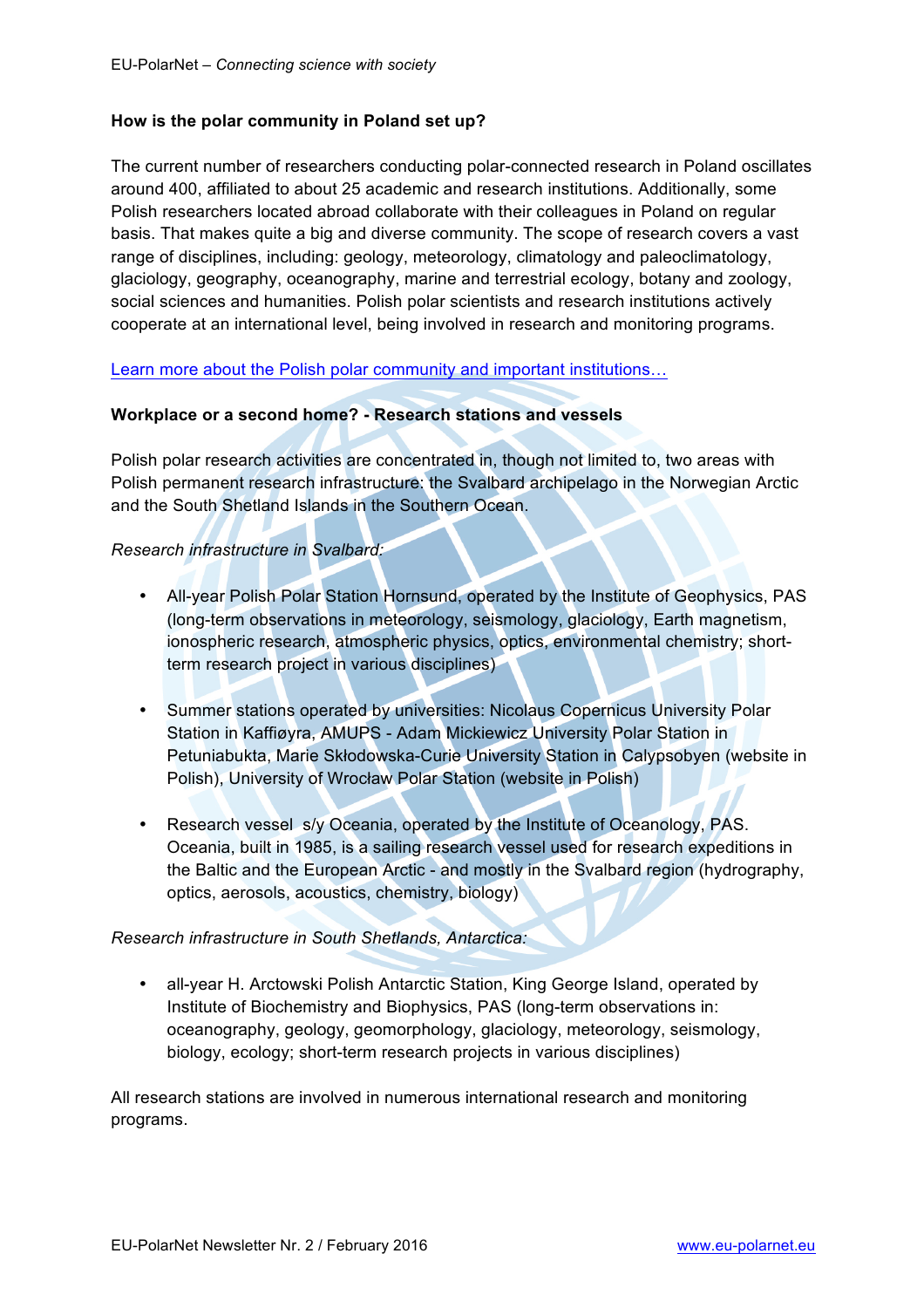**How is the polar community in Poland set up?**

The current number of researchers conducting polar-connected research in Poland oscillates around 400, affiliated to about 25 academic and research institutions. Additionally, some Polish researchers located abroad collaborate with their colleagues in Poland on regular basis. That makes quite a big and diverse community. The scope of research covers a vast range of disciplines, including: geology, meteorology, climatology and paleoclimatology, glaciology, geography, oceanography, marine and terrestrial ecology, botany and zoology, social sciences and humanities. Polish polar scientists and research institutions actively cooperate at an international level, being involved in research and monitoring programs.

Learn more about the Polish polar community and important institutions…

**Workplace or a second home? - Research stations and vessels**

Polish polar research activities are concentrated in, though not limited to, two areas with Polish permanent research infrastructure: the Svalbard archipelago in the Norwegian Arctic and the South Shetland Islands in the Southern Ocean.

*Research infrastructure in Svalbard:*

- All-year Polish Polar Station Hornsund, operated by the Institute of Geophysics, PAS (long-term observations in meteorology, seismology, glaciology, Earth magnetism, ionospheric research, atmospheric physics, optics, environmental chemistry; short-term research project in various disciplines)
- Summer stations operated by universities: Nicolaus Copernicus University Polar Station in Kaffiøyra, AMUPS - Adam Mickiewicz University Polar Station in Petuniabukta, Marie Skłodowska-Curie University Station in Calypsobyen (website in Polish), University of Wrocław Polar Station (website in Polish)
- Research vessel s/y Oceania, operated by the Institute of Oceanology, PAS. Oceania, built in 1985, is a sailing research vessel used for research expeditions in the Baltic and the European Arctic - and mostly in the Svalbard region (hydrography, optics, aerosols, acoustics, chemistry, biology)

*Research infrastructure in South Shetlands, Antarctica:*

- all-year H. Arctowski Polish Antarctic Station, King George Island, operated by Institute of Biochemistry and Biophysics, PAS (long-term observations in: oceanography, geology, geomorphology, glaciology, meteorology, seismology, biology, ecology; short-term research projects in various disciplines)

All research stations are involved in numerous international research and monitoring programs.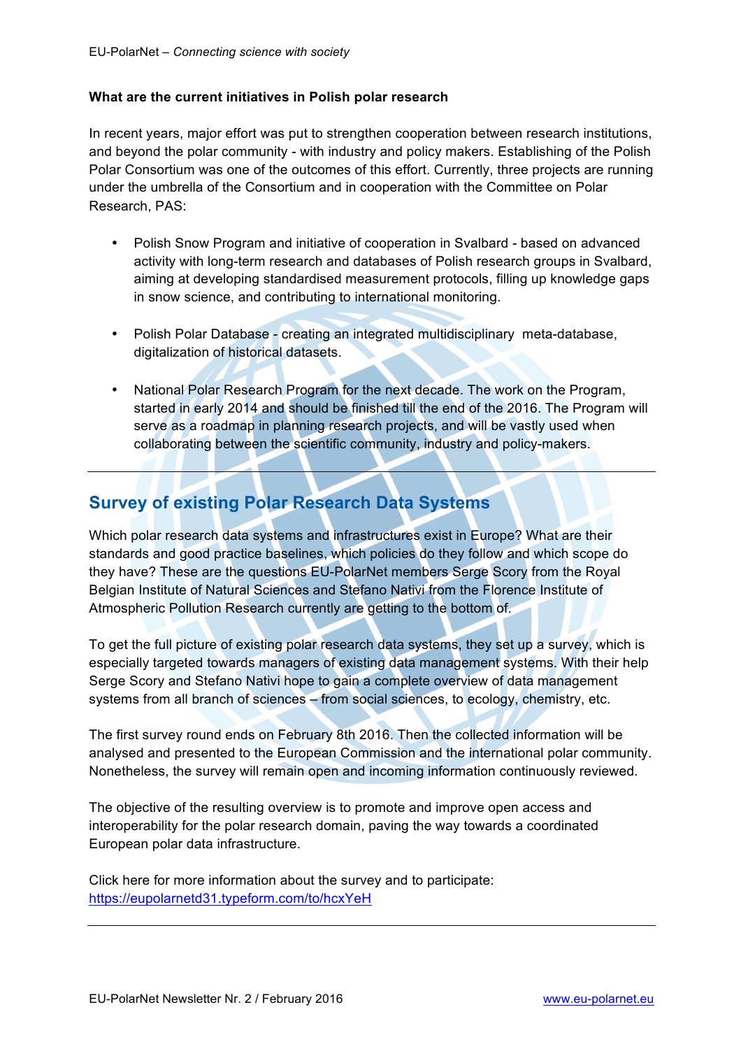**What are the current initiatives in Polish polar research**

In recent years, major effort was put to strengthen cooperation between research institutions, and beyond the polar community - with industry and policy makers. Establishing of the Polish Polar Consortium was one of the outcomes of this effort. Currently, three projects are running under the umbrella of the Consortium and in cooperation with the Committee on Polar Research, PAS:

- Polish Snow Program and initiative of cooperation in Svalbard - based on advanced activity with long-term research and databases of Polish research groups in Svalbard, aiming at developing standardised measurement protocols, filling up knowledge gaps in snow science, and contributing to international monitoring.
- Polish Polar Database - creating an integrated multidisciplinary meta-database, digitalization of historical datasets.
- National Polar Research Program for the next decade. The work on the Program, started in early 2014 and should be finished till the end of the 2016. The Program will serve as a roadmap in planning research projects, and will be vastly used when collaborating between the scientific community, industry and policy-makers.

---

## Survey of existing Polar Research Data Systems

Which polar research data systems and infrastructures exist in Europe? What are their standards and good practice baselines, which policies do they follow and which scope do they have? These are the questions EU-PolarNet members Serge Scory from the Royal Belgian Institute of Natural Sciences and Stefano Nativi from the Florence Institute of Atmospheric Pollution Research currently are getting to the bottom of.

To get the full picture of existing polar research data systems, they set up a survey, which is especially targeted towards managers of existing data management systems. With their help Serge Scory and Stefano Nativi hope to gain a complete overview of data management systems from all branch of sciences – from social sciences, to ecology, chemistry, etc.

The first survey round ends on February 8th 2016. Then the collected information will be analysed and presented to the European Commission and the international polar community. Nonetheless, the survey will remain open and incoming information continuously reviewed.

The objective of the resulting overview is to promote and improve open access and interoperability for the polar research domain, paving the way towards a coordinated European polar data infrastructure.

Click here for more information about the survey and to participate:
https://eupolarnetd31.typeform.com/to/hcxYeH

---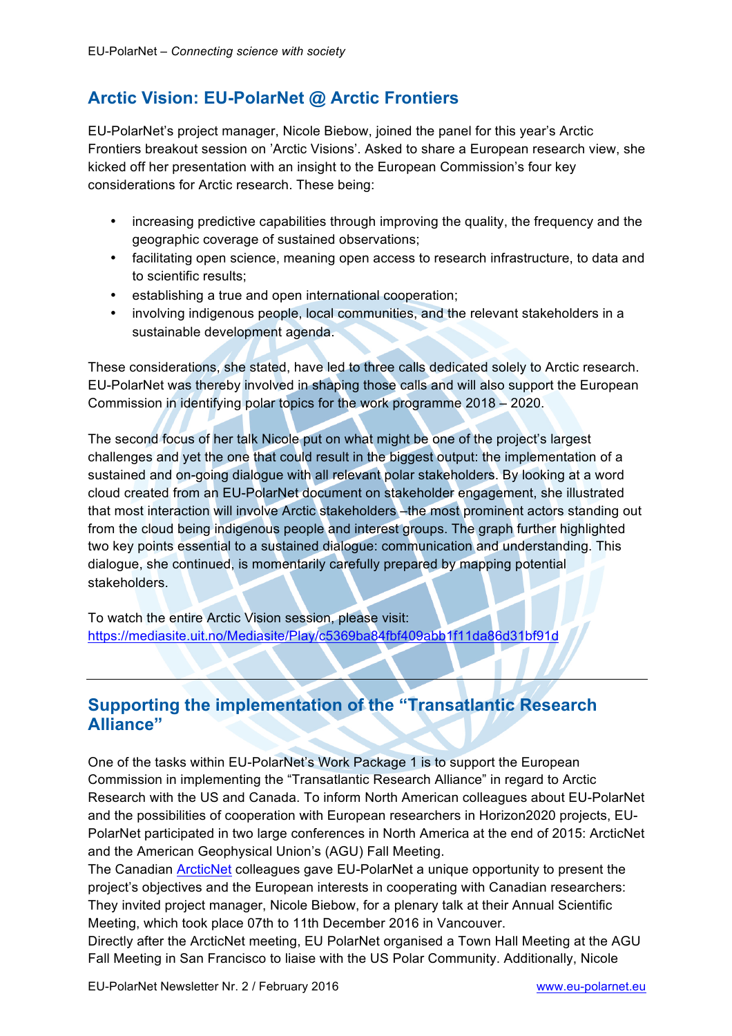## Arctic Vision: EU-PolarNet @ Arctic Frontiers

EU-PolarNet's project manager, Nicole Biebow, joined the panel for this year's Arctic Frontiers breakout session on 'Arctic Visions'. Asked to share a European research view, she kicked off her presentation with an insight to the European Commission's four key considerations for Arctic research. These being:

- increasing predictive capabilities through improving the quality, the frequency and the geographic coverage of sustained observations;
- facilitating open science, meaning open access to research infrastructure, to data and to scientific results;
- establishing a true and open international cooperation;
- involving indigenous people, local communities, and the relevant stakeholders in a sustainable development agenda.

These considerations, she stated, have led to three calls dedicated solely to Arctic research. EU-PolarNet was thereby involved in shaping those calls and will also support the European Commission in identifying polar topics for the work programme 2018 – 2020.

The second focus of her talk Nicole put on what might be one of the project's largest challenges and yet the one that could result in the biggest output: the implementation of a sustained and on-going dialogue with all relevant polar stakeholders. By looking at a word cloud created from an EU-PolarNet document on stakeholder engagement, she illustrated that most interaction will involve Arctic stakeholders –the most prominent actors standing out from the cloud being indigenous people and interest groups. The graph further highlighted two key points essential to a sustained dialogue: communication and understanding. This dialogue, she continued, is momentarily carefully prepared by mapping potential stakeholders.

To watch the entire Arctic Vision session, please visit:
https://mediasite.uit.no/Mediasite/Play/c5369ba84fbf409abb1f11da86d31bf91d

---

## Supporting the implementation of the "Transatlantic Research Alliance"

One of the tasks within EU-PolarNet's Work Package 1 is to support the European Commission in implementing the "Transatlantic Research Alliance" in regard to Arctic Research with the US and Canada. To inform North American colleagues about EU-PolarNet and the possibilities of cooperation with European researchers in Horizon2020 projects, EU-PolarNet participated in two large conferences in North America at the end of 2015: ArcticNet and the American Geophysical Union's (AGU) Fall Meeting.

The Canadian ArcticNet colleagues gave EU-PolarNet a unique opportunity to present the project's objectives and the European interests in cooperating with Canadian researchers: They invited project manager, Nicole Biebow, for a plenary talk at their Annual Scientific Meeting, which took place 07th to 11th December 2016 in Vancouver.

Directly after the ArcticNet meeting, EU PolarNet organised a Town Hall Meeting at the AGU Fall Meeting in San Francisco to liaise with the US Polar Community. Additionally, Nicole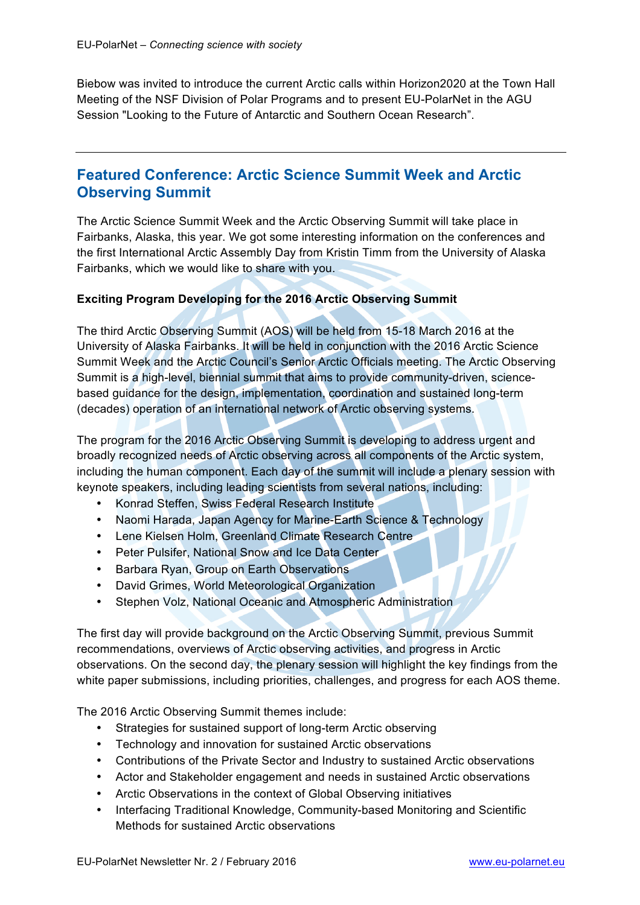Biebow was invited to introduce the current Arctic calls within Horizon2020 at the Town Hall Meeting of the NSF Division of Polar Programs and to present EU-PolarNet in the AGU Session "Looking to the Future of Antarctic and Southern Ocean Research".

---

## Featured Conference: Arctic Science Summit Week and Arctic Observing Summit

The Arctic Science Summit Week and the Arctic Observing Summit will take place in Fairbanks, Alaska, this year. We got some interesting information on the conferences and the first International Arctic Assembly Day from Kristin Timm from the University of Alaska Fairbanks, which we would like to share with you.

**Exciting Program Developing for the 2016 Arctic Observing Summit**

The third Arctic Observing Summit (AOS) will be held from 15-18 March 2016 at the University of Alaska Fairbanks. It will be held in conjunction with the 2016 Arctic Science Summit Week and the Arctic Council's Senior Arctic Officials meeting. The Arctic Observing Summit is a high-level, biennial summit that aims to provide community-driven, science-based guidance for the design, implementation, coordination and sustained long-term (decades) operation of an international network of Arctic observing systems.

The program for the 2016 Arctic Observing Summit is developing to address urgent and broadly recognized needs of Arctic observing across all components of the Arctic system, including the human component. Each day of the summit will include a plenary session with keynote speakers, including leading scientists from several nations, including:

- Konrad Steffen, Swiss Federal Research Institute
- Naomi Harada, Japan Agency for Marine-Earth Science & Technology
- Lene Kielsen Holm, Greenland Climate Research Centre
- Peter Pulsifer, National Snow and Ice Data Center
- Barbara Ryan, Group on Earth Observations
- David Grimes, World Meteorological Organization
- Stephen Volz, National Oceanic and Atmospheric Administration

The first day will provide background on the Arctic Observing Summit, previous Summit recommendations, overviews of Arctic observing activities, and progress in Arctic observations. On the second day, the plenary session will highlight the key findings from the white paper submissions, including priorities, challenges, and progress for each AOS theme.

The 2016 Arctic Observing Summit themes include:

- Strategies for sustained support of long-term Arctic observing
- Technology and innovation for sustained Arctic observations
- Contributions of the Private Sector and Industry to sustained Arctic observations
- Actor and Stakeholder engagement and needs in sustained Arctic observations
- Arctic Observations in the context of Global Observing initiatives
- Interfacing Traditional Knowledge, Community-based Monitoring and Scientific Methods for sustained Arctic observations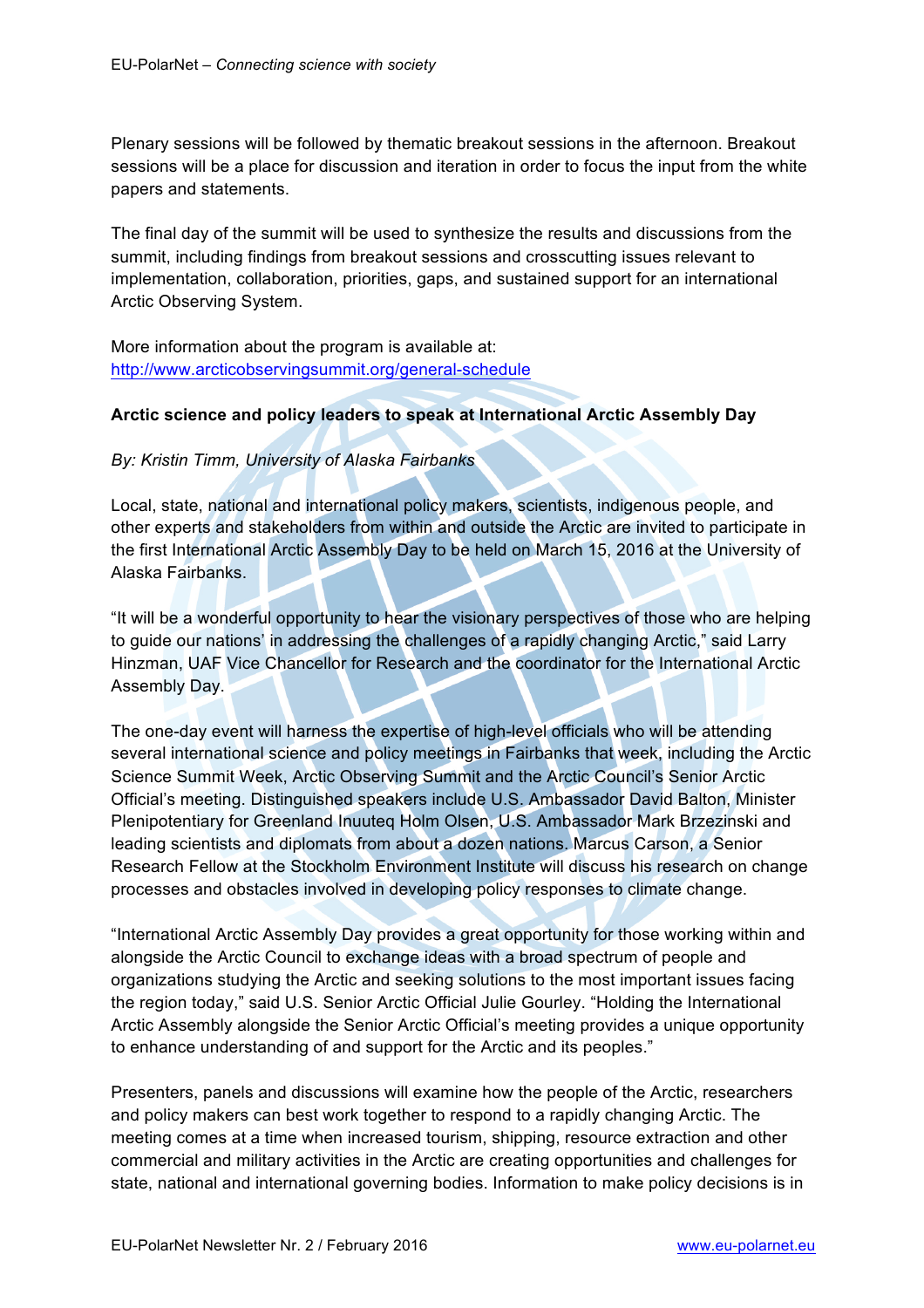Plenary sessions will be followed by thematic breakout sessions in the afternoon. Breakout sessions will be a place for discussion and iteration in order to focus the input from the white papers and statements.

The final day of the summit will be used to synthesize the results and discussions from the summit, including findings from breakout sessions and crosscutting issues relevant to implementation, collaboration, priorities, gaps, and sustained support for an international Arctic Observing System.

More information about the program is available at:
http://www.arcticobservingsummit.org/general-schedule

**Arctic science and policy leaders to speak at International Arctic Assembly Day**

*By: Kristin Timm, University of Alaska Fairbanks*

Local, state, national and international policy makers, scientists, indigenous people, and other experts and stakeholders from within and outside the Arctic are invited to participate in the first International Arctic Assembly Day to be held on March 15, 2016 at the University of Alaska Fairbanks.

"It will be a wonderful opportunity to hear the visionary perspectives of those who are helping to guide our nations' in addressing the challenges of a rapidly changing Arctic," said Larry Hinzman, UAF Vice Chancellor for Research and the coordinator for the International Arctic Assembly Day.

The one-day event will harness the expertise of high-level officials who will be attending several international science and policy meetings in Fairbanks that week, including the Arctic Science Summit Week, Arctic Observing Summit and the Arctic Council's Senior Arctic Official's meeting. Distinguished speakers include U.S. Ambassador David Balton, Minister Plenipotentiary for Greenland Inuuteq Holm Olsen, U.S. Ambassador Mark Brzezinski and leading scientists and diplomats from about a dozen nations. Marcus Carson, a Senior Research Fellow at the Stockholm Environment Institute will discuss his research on change processes and obstacles involved in developing policy responses to climate change.

"International Arctic Assembly Day provides a great opportunity for those working within and alongside the Arctic Council to exchange ideas with a broad spectrum of people and organizations studying the Arctic and seeking solutions to the most important issues facing the region today," said U.S. Senior Arctic Official Julie Gourley. "Holding the International Arctic Assembly alongside the Senior Arctic Official's meeting provides a unique opportunity to enhance understanding of and support for the Arctic and its peoples."

Presenters, panels and discussions will examine how the people of the Arctic, researchers and policy makers can best work together to respond to a rapidly changing Arctic. The meeting comes at a time when increased tourism, shipping, resource extraction and other commercial and military activities in the Arctic are creating opportunities and challenges for state, national and international governing bodies. Information to make policy decisions is in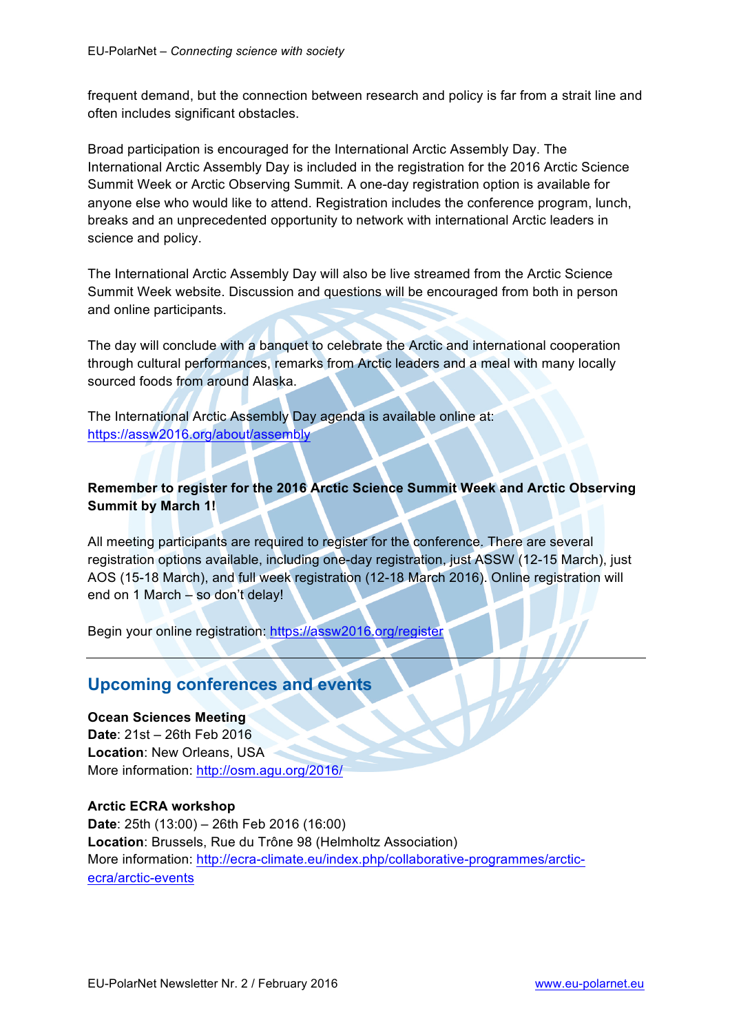frequent demand, but the connection between research and policy is far from a strait line and often includes significant obstacles.

Broad participation is encouraged for the International Arctic Assembly Day. The International Arctic Assembly Day is included in the registration for the 2016 Arctic Science Summit Week or Arctic Observing Summit. A one-day registration option is available for anyone else who would like to attend. Registration includes the conference program, lunch, breaks and an unprecedented opportunity to network with international Arctic leaders in science and policy.

The International Arctic Assembly Day will also be live streamed from the Arctic Science Summit Week website. Discussion and questions will be encouraged from both in person and online participants.

The day will conclude with a banquet to celebrate the Arctic and international cooperation through cultural performances, remarks from Arctic leaders and a meal with many locally sourced foods from around Alaska.

The International Arctic Assembly Day agenda is available online at: https://assw2016.org/about/assembly

**Remember to register for the 2016 Arctic Science Summit Week and Arctic Observing Summit by March 1!**

All meeting participants are required to register for the conference. There are several registration options available, including one-day registration, just ASSW (12-15 March), just AOS (15-18 March), and full week registration (12-18 March 2016). Online registration will end on 1 March – so don't delay!

Begin your online registration: https://assw2016.org/register

---

## Upcoming conferences and events

**Ocean Sciences Meeting**
**Date**: 21st – 26th Feb 2016
**Location**: New Orleans, USA
More information: http://osm.agu.org/2016/

**Arctic ECRA workshop**
**Date**: 25th (13:00) – 26th Feb 2016 (16:00)
**Location**: Brussels, Rue du Trône 98 (Helmholtz Association)
More information: http://ecra-climate.eu/index.php/collaborative-programmes/arctic-ecra/arctic-events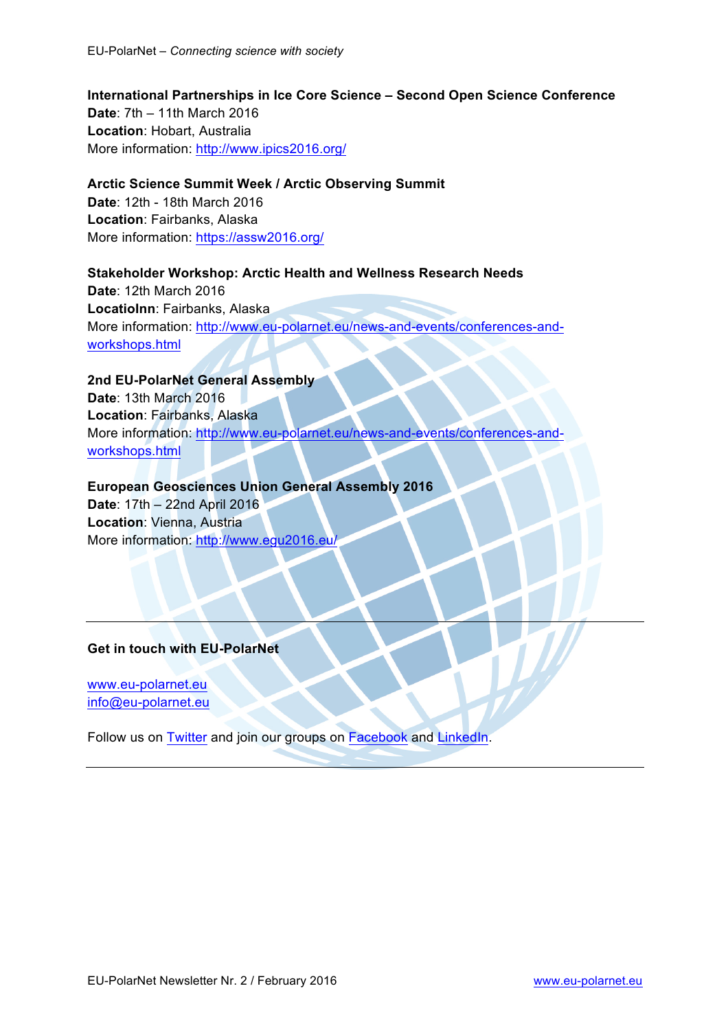**International Partnerships in Ice Core Science – Second Open Science Conference**
**Date**: 7th – 11th March 2016
**Location**: Hobart, Australia
More information: http://www.ipics2016.org/

**Arctic Science Summit Week / Arctic Observing Summit**
**Date**: 12th - 18th March 2016
**Location**: Fairbanks, Alaska
More information: https://assw2016.org/

**Stakeholder Workshop: Arctic Health and Wellness Research Needs**
**Date**: 12th March 2016
**LocatioInn**: Fairbanks, Alaska
More information: http://www.eu-polarnet.eu/news-and-events/conferences-and-workshops.html

**2nd EU-PolarNet General Assembly**
**Date**: 13th March 2016
**Location**: Fairbanks, Alaska
More information: http://www.eu-polarnet.eu/news-and-events/conferences-and-workshops.html

**European Geosciences Union General Assembly 2016**
**Date**: 17th – 22nd April 2016
**Location**: Vienna, Austria
More information: http://www.egu2016.eu/

---

**Get in touch with EU-PolarNet**

www.eu-polarnet.eu
info@eu-polarnet.eu

Follow us on Twitter and join our groups on Facebook and LinkedIn.

---